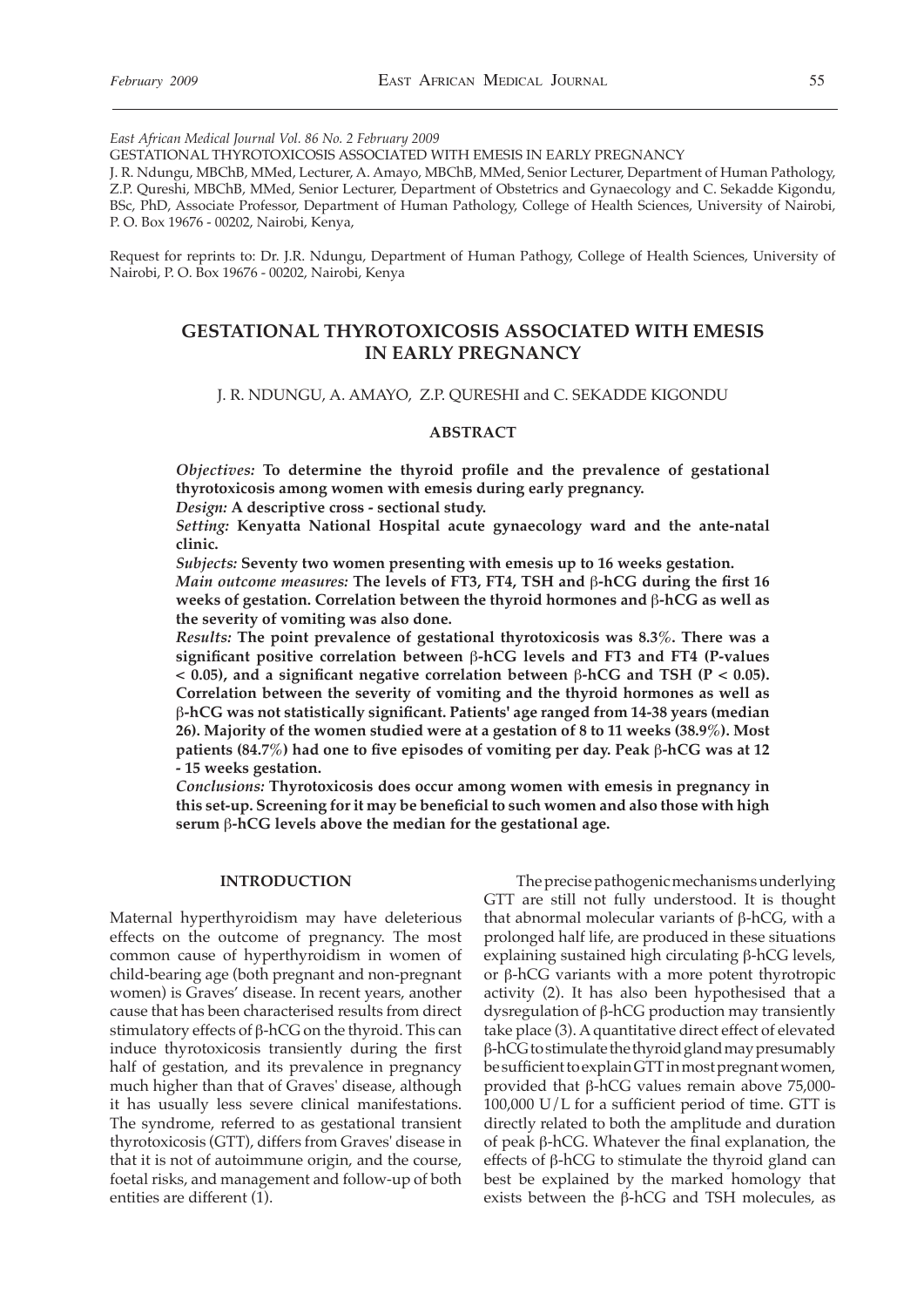East African Medical Journal Vol. 86 No. 2 February 2009

GESTATIONAL THYROTOXICOSIS ASSOCIATED WITH EMESIS IN EARLY PREGNANCY

J. R. Ndungu, MBChB, MMed, Lecturer, A. Amayo, MBChB, MMed, Senior Lecturer, Department of Human Pathology, Z.P. Qureshi, MBChB, MMed, Senior Lecturer, Department of Obstetrics and Gynaecology and C. Sekadde Kigondu, BSc, PhD, Associate Professor, Department of Human Pathology, College of Health Sciences, University of Nairobi, P. O. Box 19676 - 00202, Nairobi, Kenya,

Request for reprints to: Dr. J.R. Ndungu, Department of Human Pathogy, College of Health Sciences, University of Nairobi, P. O. Box 19676 - 00202, Nairobi, Kenya

# GESTATIONAL THYROTOXICOSIS ASSOCIATED WITH EMESIS IN EARLY PREGNANCY

J. R. NDUNGU, A. AMAYO, Z.P. QURESHI and C. SEKADDE KIGONDU

## ABSTRACT

***Objectives:*** **To determine the thyroid profile and the prevalence of gestational thyrotoxicosis among women with emesis during early pregnancy.**

***Design:*** **A descriptive cross - sectional study.**

***Setting:*** **Kenyatta National Hospital acute gynaecology ward and the ante-natal clinic.**

***Subjects:*** **Seventy two women presenting with emesis up to 16 weeks gestation.**

***Main outcome measures:*** **The levels of FT3, FT4, TSH and β-hCG during the first 16 weeks of gestation. Correlation between the thyroid hormones and β-hCG as well as the severity of vomiting was also done.**

***Results:*** **The point prevalence of gestational thyrotoxicosis was 8.3%. There was a significant positive correlation between β-hCG levels and FT3 and FT4 (P-values < 0.05), and a significant negative correlation between β-hCG and TSH (P < 0.05). Correlation between the severity of vomiting and the thyroid hormones as well as β-hCG was not statistically significant. Patients' age ranged from 14-38 years (median 26). Majority of the women studied were at a gestation of 8 to 11 weeks (38.9%). Most patients (84.7%) had one to five episodes of vomiting per day. Peak β-hCG was at 12 - 15 weeks gestation.**

***Conclusions:*** **Thyrotoxicosis does occur among women with emesis in pregnancy in this set-up. Screening for it may be beneficial to such women and also those with high serum β-hCG levels above the median for the gestational age.**

## INTRODUCTION

Maternal hyperthyroidism may have deleterious effects on the outcome of pregnancy. The most common cause of hyperthyroidism in women of child-bearing age (both pregnant and non-pregnant women) is Graves' disease. In recent years, another cause that has been characterised results from direct stimulatory effects of β-hCG on the thyroid. This can induce thyrotoxicosis transiently during the first half of gestation, and its prevalence in pregnancy much higher than that of Graves' disease, although it has usually less severe clinical manifestations. The syndrome, referred to as gestational transient thyrotoxicosis (GTT), differs from Graves' disease in that it is not of autoimmune origin, and the course, foetal risks, and management and follow-up of both entities are different (1).

The precise pathogenic mechanisms underlying GTT are still not fully understood. It is thought that abnormal molecular variants of β-hCG, with a prolonged half life, are produced in these situations explaining sustained high circulating β-hCG levels, or β-hCG variants with a more potent thyrotropic activity (2). It has also been hypothesised that a dysregulation of β-hCG production may transiently take place (3). A quantitative direct effect of elevated β-hCG to stimulate the thyroid gland may presumably be sufficient to explain GTT in most pregnant women, provided that β-hCG values remain above 75,000-100,000 U/L for a sufficient period of time. GTT is directly related to both the amplitude and duration of peak β-hCG. Whatever the final explanation, the effects of β-hCG to stimulate the thyroid gland can best be explained by the marked homology that exists between the β-hCG and TSH molecules, as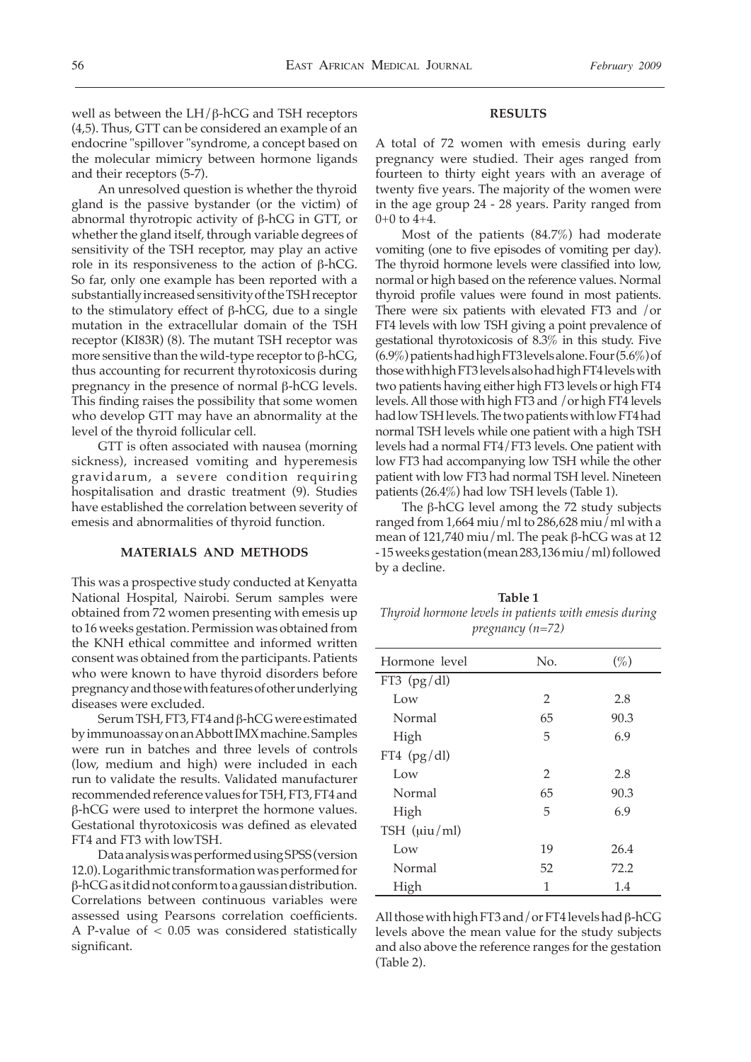well as between the LH/β-hCG and TSH receptors (4,5). Thus, GTT can be considered an example of an endocrine "spillover "syndrome, a concept based on the molecular mimicry between hormone ligands and their receptors (5-7).

An unresolved question is whether the thyroid gland is the passive bystander (or the victim) of abnormal thyrotropic activity of β-hCG in GTT, or whether the gland itself, through variable degrees of sensitivity of the TSH receptor, may play an active role in its responsiveness to the action of β-hCG. So far, only one example has been reported with a substantially increased sensitivity of the TSH receptor to the stimulatory effect of β-hCG, due to a single mutation in the extracellular domain of the TSH receptor (KI83R) (8). The mutant TSH receptor was more sensitive than the wild-type receptor to β-hCG, thus accounting for recurrent thyrotoxicosis during pregnancy in the presence of normal β-hCG levels. This finding raises the possibility that some women who develop GTT may have an abnormality at the level of the thyroid follicular cell.

GTT is often associated with nausea (morning sickness), increased vomiting and hyperemesis gravidarum, a severe condition requiring hospitalisation and drastic treatment (9). Studies have established the correlation between severity of emesis and abnormalities of thyroid function.

## MATERIALS AND METHODS

This was a prospective study conducted at Kenyatta National Hospital, Nairobi. Serum samples were obtained from 72 women presenting with emesis up to 16 weeks gestation. Permission was obtained from the KNH ethical committee and informed written consent was obtained from the participants. Patients who were known to have thyroid disorders before pregnancy and those with features of other underlying diseases were excluded.

Serum TSH, FT3, FT4 and β-hCG were estimated by immunoassay on an Abbott IMX machine. Samples were run in batches and three levels of controls (low, medium and high) were included in each run to validate the results. Validated manufacturer recommended reference values for T5H, FT3, FT4 and β-hCG were used to interpret the hormone values. Gestational thyrotoxicosis was defined as elevated FT4 and FT3 with lowTSH.

Data analysis was performed using SPSS (version 12.0). Logarithmic transformation was performed for β-hCG as it did not conform to a gaussian distribution. Correlations between continuous variables were assessed using Pearsons correlation coefficients. A P-value of $< 0.05$ was considered statistically significant.

## RESULTS

A total of 72 women with emesis during early pregnancy were studied. Their ages ranged from fourteen to thirty eight years with an average of twenty five years. The majority of the women were in the age group 24 - 28 years. Parity ranged from 0+0 to 4+4.

Most of the patients (84.7%) had moderate vomiting (one to five episodes of vomiting per day). The thyroid hormone levels were classified into low, normal or high based on the reference values. Normal thyroid profile values were found in most patients. There were six patients with elevated FT3 and /or FT4 levels with low TSH giving a point prevalence of gestational thyrotoxicosis of 8.3% in this study. Five (6.9%) patients had high FT3 levels alone. Four (5.6%) of those with high FT3 levels also had high FT4 levels with two patients having either high FT3 levels or high FT4 levels. All those with high FT3 and /or high FT4 levels had low TSH levels. The two patients with low FT4 had normal TSH levels while one patient with a high TSH levels had a normal FT4/FT3 levels. One patient with low FT3 had accompanying low TSH while the other patient with low FT3 had normal TSH level. Nineteen patients (26.4%) had low TSH levels (Table 1).

The β-hCG level among the 72 study subjects ranged from 1,664 miu/ml to 286,628 miu/ml with a mean of 121,740 miu/ml. The peak β-hCG was at 12 - 15 weeks gestation (mean 283,136 miu/ml) followed by a decline.

**Table 1**
*Thyroid hormone levels in patients with emesis during pregnancy (n=72)*

| Hormone level | No. | (%) |
|---|---|---|
| FT3 (pg/dl) | | |
| Low | 2 | 2.8 |
| Normal | 65 | 90.3 |
| High | 5 | 6.9 |
| FT4 (pg/dl) | | |
| Low | 2 | 2.8 |
| Normal | 65 | 90.3 |
| High | 5 | 6.9 |
| TSH (μiu/ml) | | |
| Low | 19 | 26.4 |
| Normal | 52 | 72.2 |
| High | 1 | 1.4 |

All those with high FT3 and/or FT4 levels had β-hCG levels above the mean value for the study subjects and also above the reference ranges for the gestation (Table 2).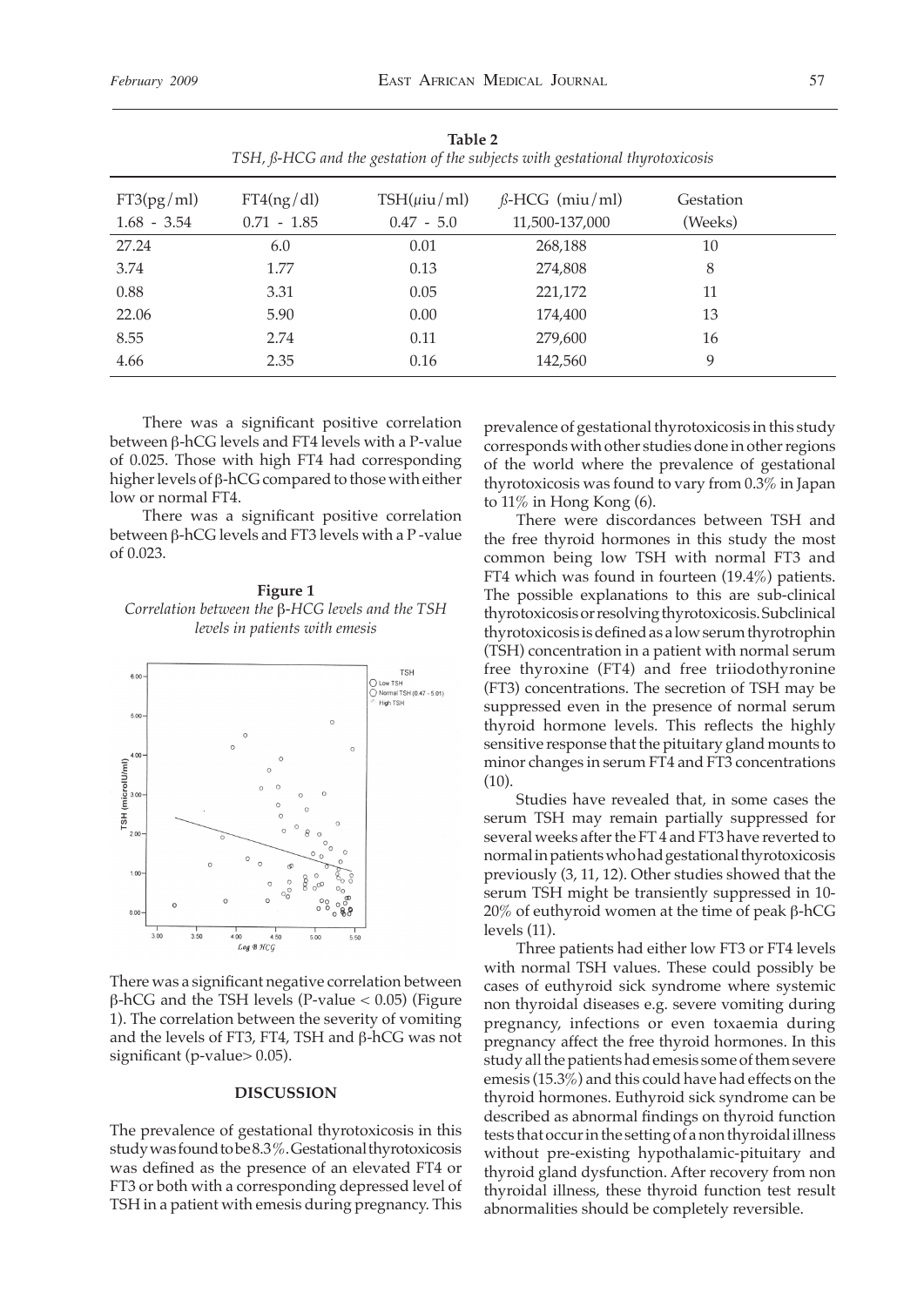**Table 2**

*TSH, ß-HCG and the gestation of the subjects with gestational thyrotoxicosis*

| FT3(pg/ml) 1.68 - 3.54 | FT4(ng/dl) 0.71 - 1.85 | TSH(μiu/ml) 0.47 - 5.0 | ß-HCG (miu/ml) 11,500-137,000 | Gestation (Weeks) |
|---|---|---|---|---|
| 27.24 | 6.0 | 0.01 | 268,188 | 10 |
| 3.74 | 1.77 | 0.13 | 274,808 | 8 |
| 0.88 | 3.31 | 0.05 | 221,172 | 11 |
| 22.06 | 5.90 | 0.00 | 174,400 | 13 |
| 8.55 | 2.74 | 0.11 | 279,600 | 16 |
| 4.66 | 2.35 | 0.16 | 142,560 | 9 |

There was a significant positive correlation between β-hCG levels and FT4 levels with a P-value of 0.025. Those with high FT4 had corresponding higher levels of β-hCG compared to those with either low or normal FT4.

There was a significant positive correlation between β-hCG levels and FT3 levels with a P-value of 0.023.

**Figure 1**

*Correlation between the β-HCG levels and the TSH levels in patients with emesis*

There was a significant negative correlation between β-hCG and the TSH levels (P-value $< 0.05$) (Figure 1). The correlation between the severity of vomiting and the levels of FT3, FT4, TSH and β-hCG was not significant (p-value$> 0.05$).

## DISCUSSION

The prevalence of gestational thyrotoxicosis in this study was found to be 8.3%. Gestational thyrotoxicosis was defined as the presence of an elevated FT4 or FT3 or both with a corresponding depressed level of TSH in a patient with emesis during pregnancy. This prevalence of gestational thyrotoxicosis in this study corresponds with other studies done in other regions of the world where the prevalence of gestational thyrotoxicosis was found to vary from 0.3% in Japan to 11% in Hong Kong (6).

There were discordances between TSH and the free thyroid hormones in this study the most common being low TSH with normal FT3 and FT4 which was found in fourteen (19.4%) patients. The possible explanations to this are sub-clinical thyrotoxicosis or resolving thyrotoxicosis. Subclinical thyrotoxicosis is defined as a low serum thyrotrophin (TSH) concentration in a patient with normal serum free thyroxine (FT4) and free triiodothyronine (FT3) concentrations. The secretion of TSH may be suppressed even in the presence of normal serum thyroid hormone levels. This reflects the highly sensitive response that the pituitary gland mounts to minor changes in serum FT4 and FT3 concentrations (10).

Studies have revealed that, in some cases the serum TSH may remain partially suppressed for several weeks after the FT 4 and FT3 have reverted to normal in patients who had gestational thyrotoxicosis previously (3, 11, 12). Other studies showed that the serum TSH might be transiently suppressed in 10-20% of euthyroid women at the time of peak β-hCG levels (11).

Three patients had either low FT3 or FT4 levels with normal TSH values. These could possibly be cases of euthyroid sick syndrome where systemic non thyroidal diseases e.g. severe vomiting during pregnancy, infections or even toxaemia during pregnancy affect the free thyroid hormones. In this study all the patients had emesis some of them severe emesis (15.3%) and this could have had effects on the thyroid hormones. Euthyroid sick syndrome can be described as abnormal findings on thyroid function tests that occur in the setting of a non thyroidal illness without pre-existing hypothalamic-pituitary and thyroid gland dysfunction. After recovery from non thyroidal illness, these thyroid function test result abnormalities should be completely reversible.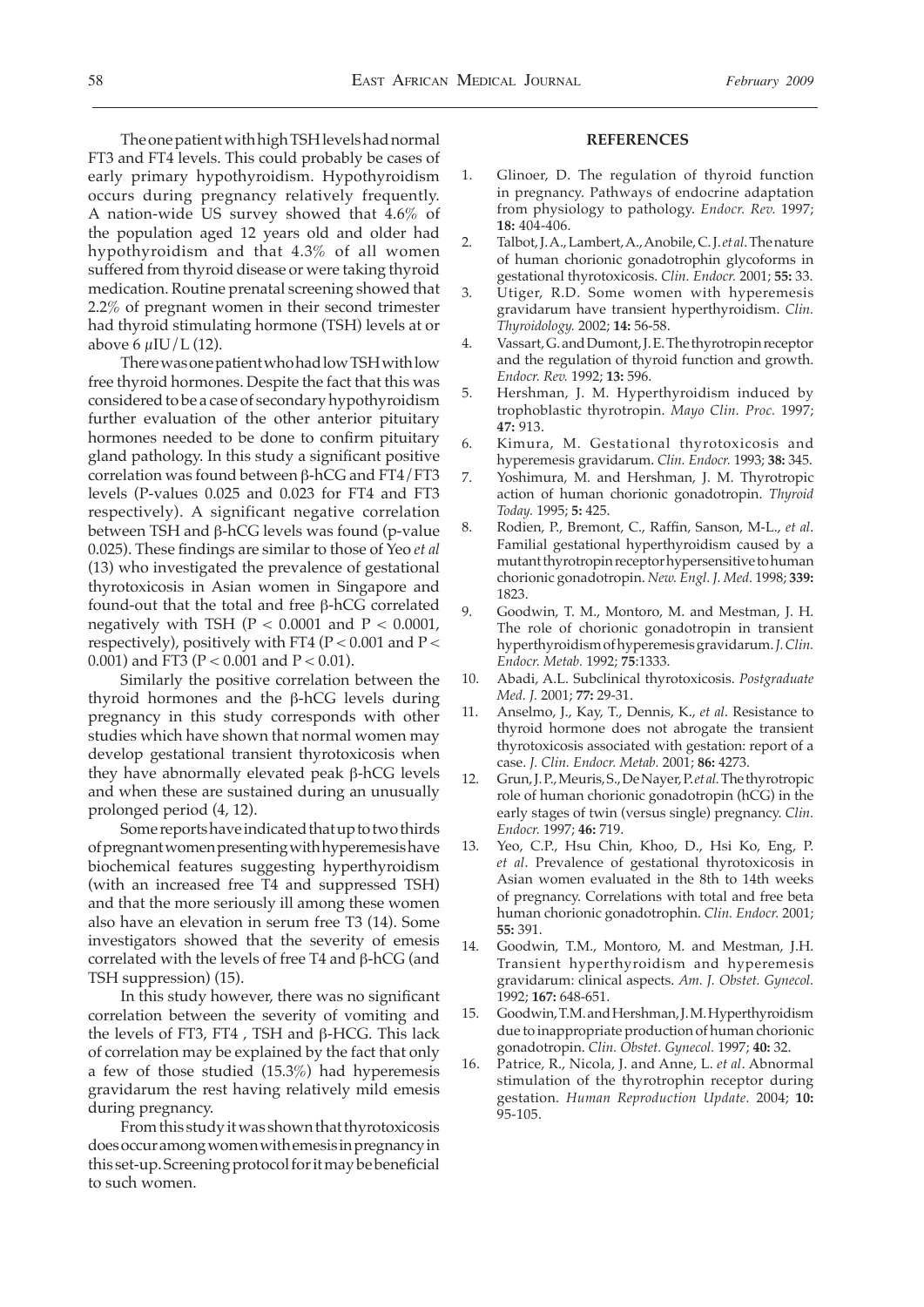The one patient with high TSH levels had normal FT3 and FT4 levels. This could probably be cases of early primary hypothyroidism. Hypothyroidism occurs during pregnancy relatively frequently. A nation-wide US survey showed that 4.6% of the population aged 12 years old and older had hypothyroidism and that 4.3% of all women suffered from thyroid disease or were taking thyroid medication. Routine prenatal screening showed that 2.2% of pregnant women in their second trimester had thyroid stimulating hormone (TSH) levels at or above 6 $\mu$IU/L (12).

There was one patient who had low TSH with low free thyroid hormones. Despite the fact that this was considered to be a case of secondary hypothyroidism further evaluation of the other anterior pituitary hormones needed to be done to confirm pituitary gland pathology. In this study a significant positive correlation was found between β-hCG and FT4/FT3 levels (P-values 0.025 and 0.023 for FT4 and FT3 respectively). A significant negative correlation between TSH and β-hCG levels was found (p-value 0.025). These findings are similar to those of Yeo *et al* (13) who investigated the prevalence of gestational thyrotoxicosis in Asian women in Singapore and found-out that the total and free β-hCG correlated negatively with TSH ($P < 0.0001$ and $P < 0.0001$, respectively), positively with FT4 ($P < 0.001$ and $P < 0.001$) and FT3 ($P < 0.001$ and $P < 0.01$).

Similarly the positive correlation between the thyroid hormones and the β-hCG levels during pregnancy in this study corresponds with other studies which have shown that normal women may develop gestational transient thyrotoxicosis when they have abnormally elevated peak β-hCG levels and when these are sustained during an unusually prolonged period (4, 12).

Some reports have indicated that up to two thirds of pregnant women presenting with hyperemesis have biochemical features suggesting hyperthyroidism (with an increased free T4 and suppressed TSH) and that the more seriously ill among these women also have an elevation in serum free T3 (14). Some investigators showed that the severity of emesis correlated with the levels of free T4 and β-hCG (and TSH suppression) (15).

In this study however, there was no significant correlation between the severity of vomiting and the levels of FT3, FT4 , TSH and β-HCG. This lack of correlation may be explained by the fact that only a few of those studied (15.3%) had hyperemesis gravidarum the rest having relatively mild emesis during pregnancy.

From this study it was shown that thyrotoxicosis does occur among women with emesis in pregnancy in this set-up. Screening protocol for it may be beneficial to such women.

## REFERENCES

1. Glinoer, D. The regulation of thyroid function in pregnancy. Pathways of endocrine adaptation from physiology to pathology. *Endocr. Rev.* 1997; **18:** 404-406.
2. Talbot, J. A., Lambert, A., Anobile, C. J. *et al.* The nature of human chorionic gonadotrophin glycoforms in gestational thyrotoxicosis. *Clin. Endocr.* 2001; **55:** 33.
3. Utiger, R.D. Some women with hyperemesis gravidarum have transient hyperthyroidism. *Clin. Thyroidology.* 2002; **14:** 56-58.
4. Vassart, G. and Dumont, J. E. The thyrotropin receptor and the regulation of thyroid function and growth. *Endocr. Rev.* 1992; **13:** 596.
5. Hershman, J. M. Hyperthyroidism induced by trophoblastic thyrotropin. *Mayo Clin. Proc.* 1997; **47:** 913.
6. Kimura, M. Gestational thyrotoxicosis and hyperemesis gravidarum. *Clin. Endocr.* 1993; **38:** 345.
7. Yoshimura, M. and Hershman, J. M. Thyrotropic action of human chorionic gonadotropin. *Thyroid Today.* 1995; **5:** 425.
8. Rodien, P., Bremont, C., Raffin, Sanson, M-L., *et al*. Familial gestational hyperthyroidism caused by a mutant thyrotropin receptor hypersensitive to human chorionic gonadotropin. *New. Engl. J. Med.* 1998; **339:** 1823.
9. Goodwin, T. M., Montoro, M. and Mestman, J. H. The role of chorionic gonadotropin in transient hyperthyroidism of hyperemesis gravidarum. *J. Clin. Endocr. Metab.* 1992; **75**:1333.
10. Abadi, A.L. Subclinical thyrotoxicosis. *Postgraduate Med. J.* 2001; **77:** 29-31.
11. Anselmo, J., Kay, T., Dennis, K., *et al*. Resistance to thyroid hormone does not abrogate the transient thyrotoxicosis associated with gestation: report of a case. *J. Clin. Endocr. Metab.* 2001; **86:** 4273.
12. Grun, J. P., Meuris, S., De Nayer, P. *et al.* The thyrotropic role of human chorionic gonadotropin (hCG) in the early stages of twin (versus single) pregnancy. *Clin. Endocr.* 1997; **46:** 719.
13. Yeo, C.P., Hsu Chin, Khoo, D., Hsi Ko, Eng, P. *et al*. Prevalence of gestational thyrotoxicosis in Asian women evaluated in the 8th to 14th weeks of pregnancy. Correlations with total and free beta human chorionic gonadotrophin. *Clin. Endocr.* 2001; **55:** 391.
14. Goodwin, T.M., Montoro, M. and Mestman, J.H. Transient hyperthyroidism and hyperemesis gravidarum: clinical aspects. *Am. J. Obstet. Gynecol.* 1992; **167:** 648-651.
15. Goodwin, T.M. and Hershman, J. M. Hyperthyroidism due to inappropriate production of human chorionic gonadotropin. *Clin. Obstet. Gynecol.* 1997; **40:** 32.
16. Patrice, R., Nicola, J. and Anne, L. *et al*. Abnormal stimulation of the thyrotrophin receptor during gestation. *Human Reproduction Update.* 2004; **10:** 95-105.